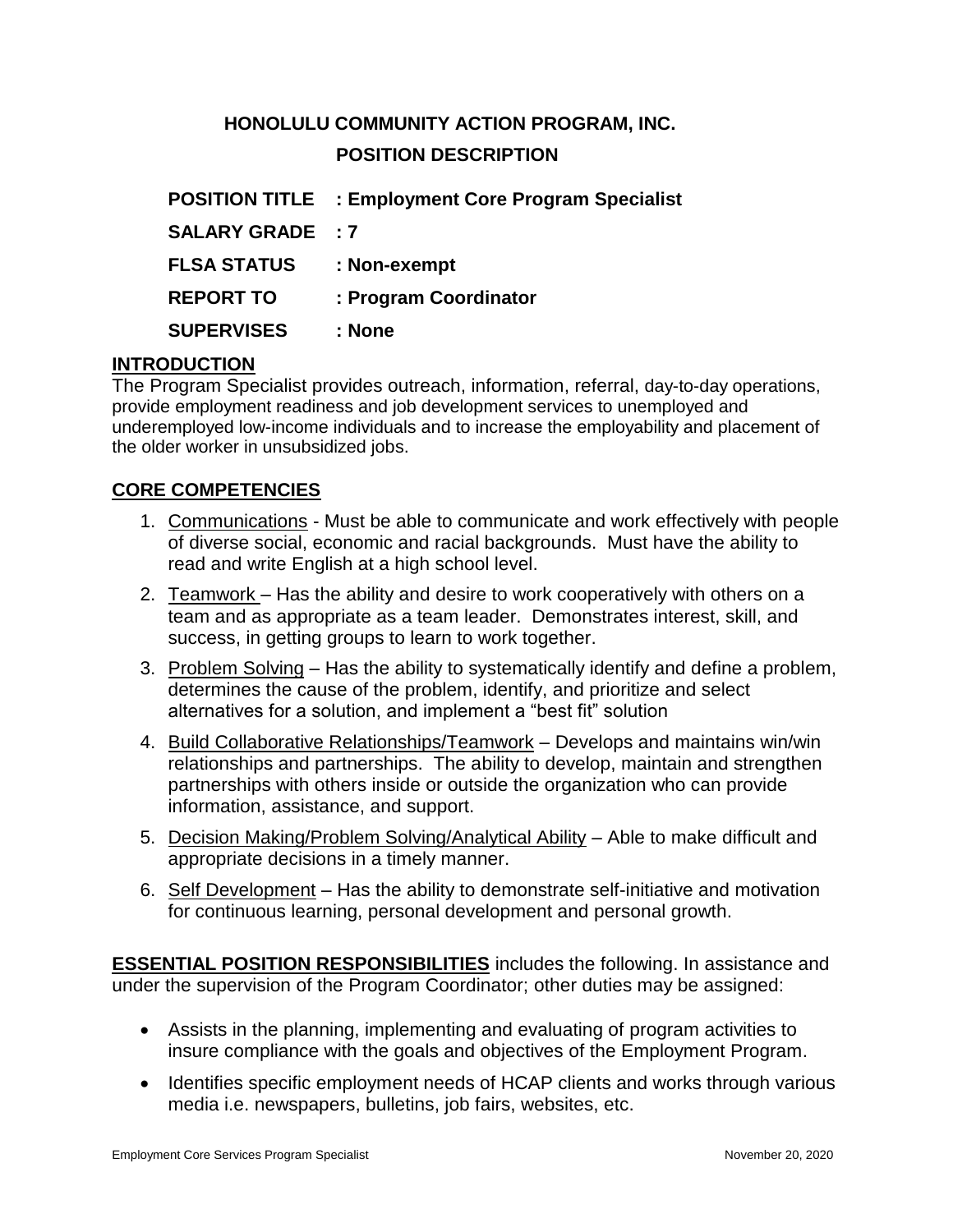# HONOLULU COMMUNITY ACTION PROGRAM, INC.

## POSITION DESCRIPTION

**POSITION TITLE : Employment Core Program Specialist**

**SALARY GRADE : 7**

**FLSA STATUS : Non-exempt**

**REPORT TO : Program Coordinator**

**SUPERVISES : None**

## INTRODUCTION

The Program Specialist provides outreach, information, referral, day-to-day operations, provide employment readiness and job development services to unemployed and underemployed low-income individuals and to increase the employability and placement of the older worker in unsubsidized jobs.

## CORE COMPETENCIES

1. Communications - Must be able to communicate and work effectively with people of diverse social, economic and racial backgrounds. Must have the ability to read and write English at a high school level.
2. Teamwork – Has the ability and desire to work cooperatively with others on a team and as appropriate as a team leader. Demonstrates interest, skill, and success, in getting groups to learn to work together.
3. Problem Solving – Has the ability to systematically identify and define a problem, determines the cause of the problem, identify, and prioritize and select alternatives for a solution, and implement a "best fit" solution
4. Build Collaborative Relationships/Teamwork – Develops and maintains win/win relationships and partnerships. The ability to develop, maintain and strengthen partnerships with others inside or outside the organization who can provide information, assistance, and support.
5. Decision Making/Problem Solving/Analytical Ability – Able to make difficult and appropriate decisions in a timely manner.
6. Self Development – Has the ability to demonstrate self-initiative and motivation for continuous learning, personal development and personal growth.

**ESSENTIAL POSITION RESPONSIBILITIES** includes the following. In assistance and under the supervision of the Program Coordinator; other duties may be assigned:

- Assists in the planning, implementing and evaluating of program activities to insure compliance with the goals and objectives of the Employment Program.
- Identifies specific employment needs of HCAP clients and works through various media i.e. newspapers, bulletins, job fairs, websites, etc.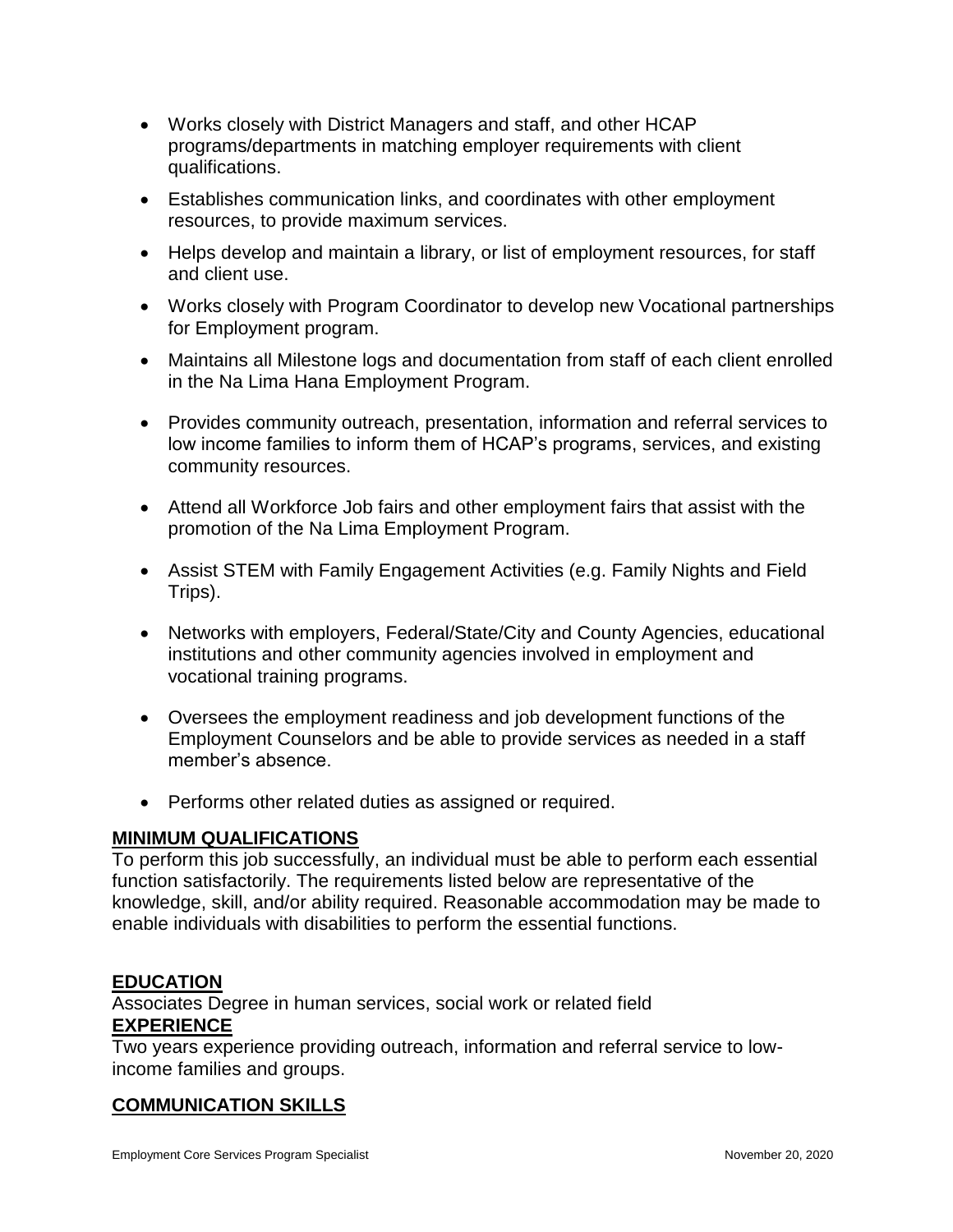- Works closely with District Managers and staff, and other HCAP programs/departments in matching employer requirements with client qualifications.
- Establishes communication links, and coordinates with other employment resources, to provide maximum services.
- Helps develop and maintain a library, or list of employment resources, for staff and client use.
- Works closely with Program Coordinator to develop new Vocational partnerships for Employment program.
- Maintains all Milestone logs and documentation from staff of each client enrolled in the Na Lima Hana Employment Program.
- Provides community outreach, presentation, information and referral services to low income families to inform them of HCAP's programs, services, and existing community resources.
- Attend all Workforce Job fairs and other employment fairs that assist with the promotion of the Na Lima Employment Program.
- Assist STEM with Family Engagement Activities (e.g. Family Nights and Field Trips).
- Networks with employers, Federal/State/City and County Agencies, educational institutions and other community agencies involved in employment and vocational training programs.
- Oversees the employment readiness and job development functions of the Employment Counselors and be able to provide services as needed in a staff member's absence.
- Performs other related duties as assigned or required.

**MINIMUM QUALIFICATIONS**

To perform this job successfully, an individual must be able to perform each essential function satisfactorily. The requirements listed below are representative of the knowledge, skill, and/or ability required. Reasonable accommodation may be made to enable individuals with disabilities to perform the essential functions.

**EDUCATION**

Associates Degree in human services, social work or related field

**EXPERIENCE**

Two years experience providing outreach, information and referral service to low-income families and groups.

**COMMUNICATION SKILLS**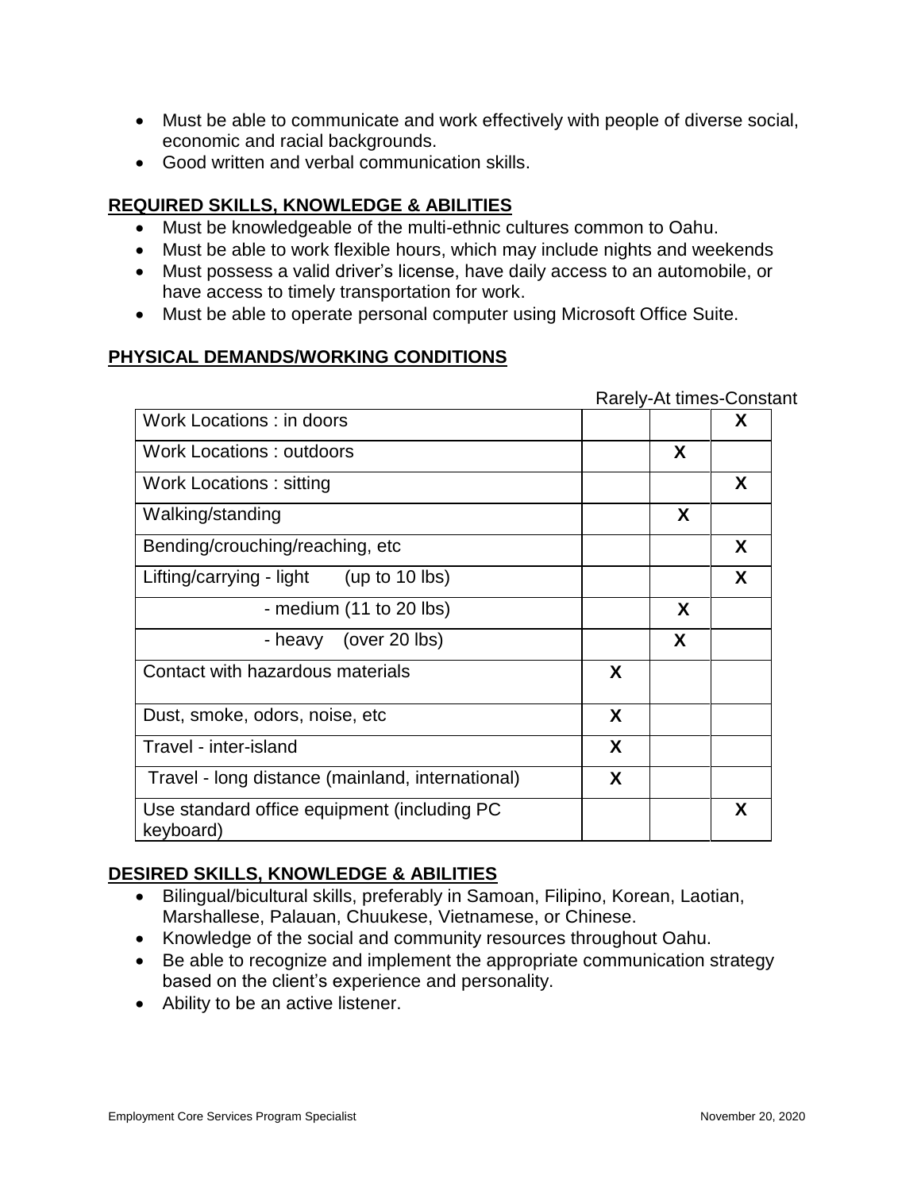- Must be able to communicate and work effectively with people of diverse social, economic and racial backgrounds.
- Good written and verbal communication skills.

## REQUIRED SKILLS, KNOWLEDGE & ABILITIES

- Must be knowledgeable of the multi-ethnic cultures common to Oahu.
- Must be able to work flexible hours, which may include nights and weekends
- Must possess a valid driver's license, have daily access to an automobile, or have access to timely transportation for work.
- Must be able to operate personal computer using Microsoft Office Suite.

## PHYSICAL DEMANDS/WORKING CONDITIONS

| | Rarely | At times | Constant |
|---|---|---|---|
| Work Locations : in doors | | | X |
| Work Locations : outdoors | | X | |
| Work Locations : sitting | | | X |
| Walking/standing | | X | |
| Bending/crouching/reaching, etc | | | X |
| Lifting/carrying - light (up to 10 lbs) | | | X |
| - medium (11 to 20 lbs) | | X | |
| - heavy (over 20 lbs) | | X | |
| Contact with hazardous materials | X | | |
| Dust, smoke, odors, noise, etc | X | | |
| Travel - inter-island | X | | |
| Travel - long distance (mainland, international) | X | | |
| Use standard office equipment (including PC keyboard) | | | X |

## DESIRED SKILLS, KNOWLEDGE & ABILITIES

- Bilingual/bicultural skills, preferably in Samoan, Filipino, Korean, Laotian, Marshallese, Palauan, Chuukese, Vietnamese, or Chinese.
- Knowledge of the social and community resources throughout Oahu.
- Be able to recognize and implement the appropriate communication strategy based on the client's experience and personality.
- Ability to be an active listener.